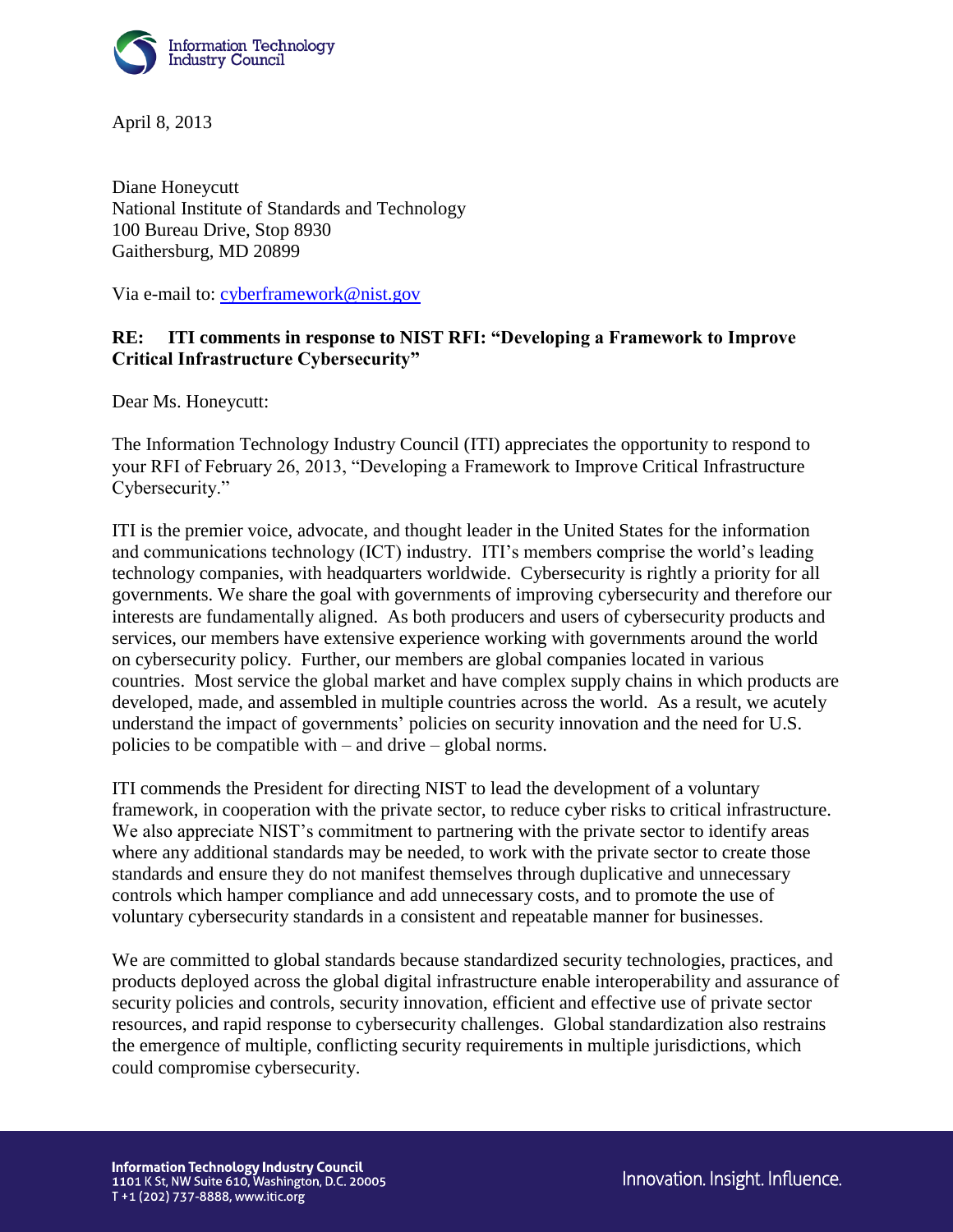April 8, 2013

Diane Honeycutt
National Institute of Standards and Technology
100 Bureau Drive, Stop 8930
Gaithersburg, MD 20899

Via e-mail to: cyberframework@nist.gov

**RE: ITI comments in response to NIST RFI: "Developing a Framework to Improve Critical Infrastructure Cybersecurity"**

Dear Ms. Honeycutt:

The Information Technology Industry Council (ITI) appreciates the opportunity to respond to your RFI of February 26, 2013, "Developing a Framework to Improve Critical Infrastructure Cybersecurity."

ITI is the premier voice, advocate, and thought leader in the United States for the information and communications technology (ICT) industry. ITI's members comprise the world's leading technology companies, with headquarters worldwide. Cybersecurity is rightly a priority for all governments. We share the goal with governments of improving cybersecurity and therefore our interests are fundamentally aligned. As both producers and users of cybersecurity products and services, our members have extensive experience working with governments around the world on cybersecurity policy. Further, our members are global companies located in various countries. Most service the global market and have complex supply chains in which products are developed, made, and assembled in multiple countries across the world. As a result, we acutely understand the impact of governments' policies on security innovation and the need for U.S. policies to be compatible with – and drive – global norms.

ITI commends the President for directing NIST to lead the development of a voluntary framework, in cooperation with the private sector, to reduce cyber risks to critical infrastructure. We also appreciate NIST's commitment to partnering with the private sector to identify areas where any additional standards may be needed, to work with the private sector to create those standards and ensure they do not manifest themselves through duplicative and unnecessary controls which hamper compliance and add unnecessary costs, and to promote the use of voluntary cybersecurity standards in a consistent and repeatable manner for businesses.

We are committed to global standards because standardized security technologies, practices, and products deployed across the global digital infrastructure enable interoperability and assurance of security policies and controls, security innovation, efficient and effective use of private sector resources, and rapid response to cybersecurity challenges. Global standardization also restrains the emergence of multiple, conflicting security requirements in multiple jurisdictions, which could compromise cybersecurity.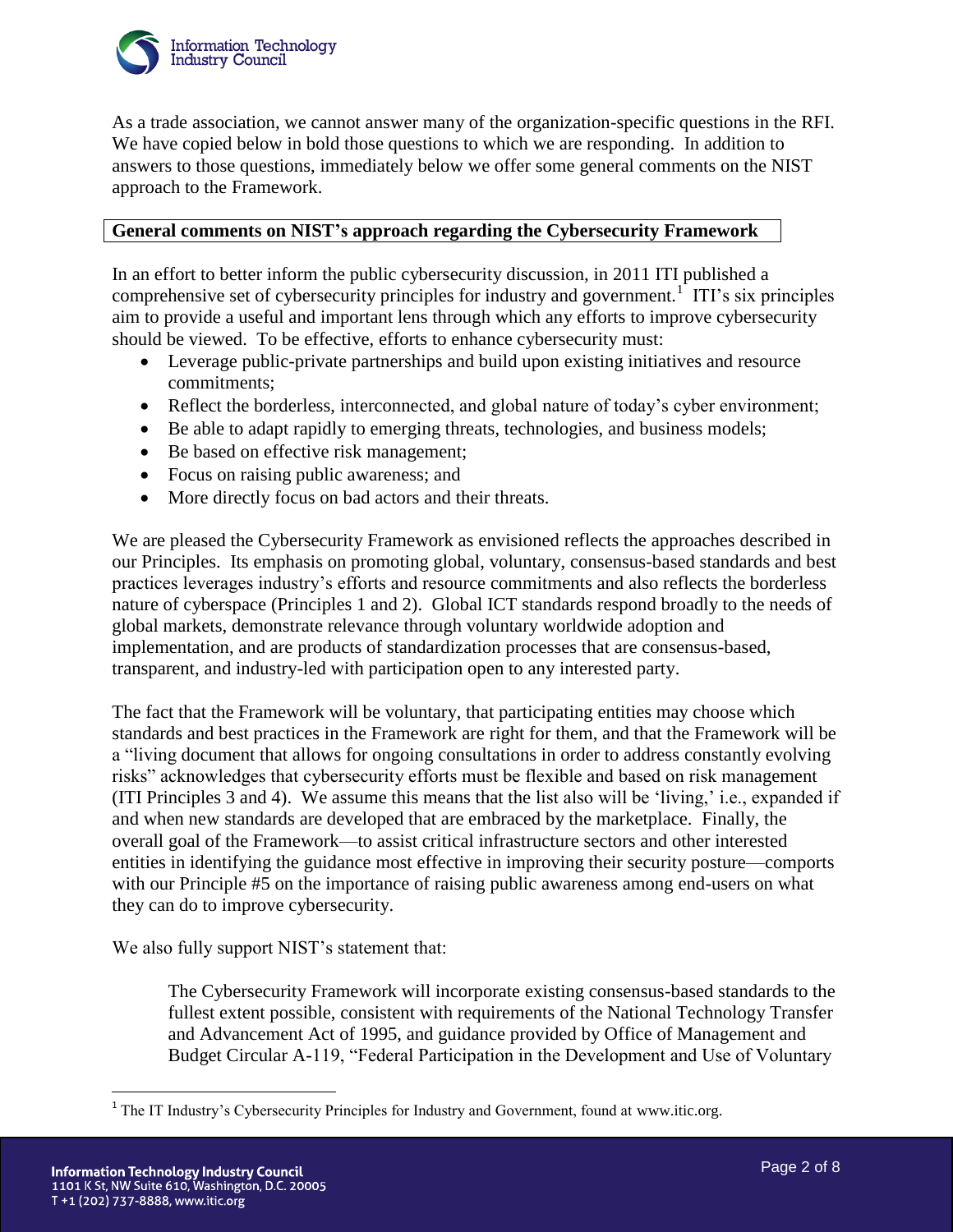As a trade association, we cannot answer many of the organization-specific questions in the RFI. We have copied below in bold those questions to which we are responding. In addition to answers to those questions, immediately below we offer some general comments on the NIST approach to the Framework.

**General comments on NIST's approach regarding the Cybersecurity Framework**

In an effort to better inform the public cybersecurity discussion, in 2011 ITI published a comprehensive set of cybersecurity principles for industry and government.[1] ITI's six principles aim to provide a useful and important lens through which any efforts to improve cybersecurity should be viewed. To be effective, efforts to enhance cybersecurity must:

- Leverage public-private partnerships and build upon existing initiatives and resource commitments;
- Reflect the borderless, interconnected, and global nature of today's cyber environment;
- Be able to adapt rapidly to emerging threats, technologies, and business models;
- Be based on effective risk management;
- Focus on raising public awareness; and
- More directly focus on bad actors and their threats.

We are pleased the Cybersecurity Framework as envisioned reflects the approaches described in our Principles. Its emphasis on promoting global, voluntary, consensus-based standards and best practices leverages industry's efforts and resource commitments and also reflects the borderless nature of cyberspace (Principles 1 and 2). Global ICT standards respond broadly to the needs of global markets, demonstrate relevance through voluntary worldwide adoption and implementation, and are products of standardization processes that are consensus-based, transparent, and industry-led with participation open to any interested party.

The fact that the Framework will be voluntary, that participating entities may choose which standards and best practices in the Framework are right for them, and that the Framework will be a "living document that allows for ongoing consultations in order to address constantly evolving risks" acknowledges that cybersecurity efforts must be flexible and based on risk management (ITI Principles 3 and 4). We assume this means that the list also will be 'living,' i.e., expanded if and when new standards are developed that are embraced by the marketplace. Finally, the overall goal of the Framework—to assist critical infrastructure sectors and other interested entities in identifying the guidance most effective in improving their security posture—comports with our Principle #5 on the importance of raising public awareness among end-users on what they can do to improve cybersecurity.

We also fully support NIST's statement that:

> The Cybersecurity Framework will incorporate existing consensus-based standards to the fullest extent possible, consistent with requirements of the National Technology Transfer and Advancement Act of 1995, and guidance provided by Office of Management and Budget Circular A-119, "Federal Participation in the Development and Use of Voluntary

[1] The IT Industry's Cybersecurity Principles for Industry and Government, found at www.itic.org.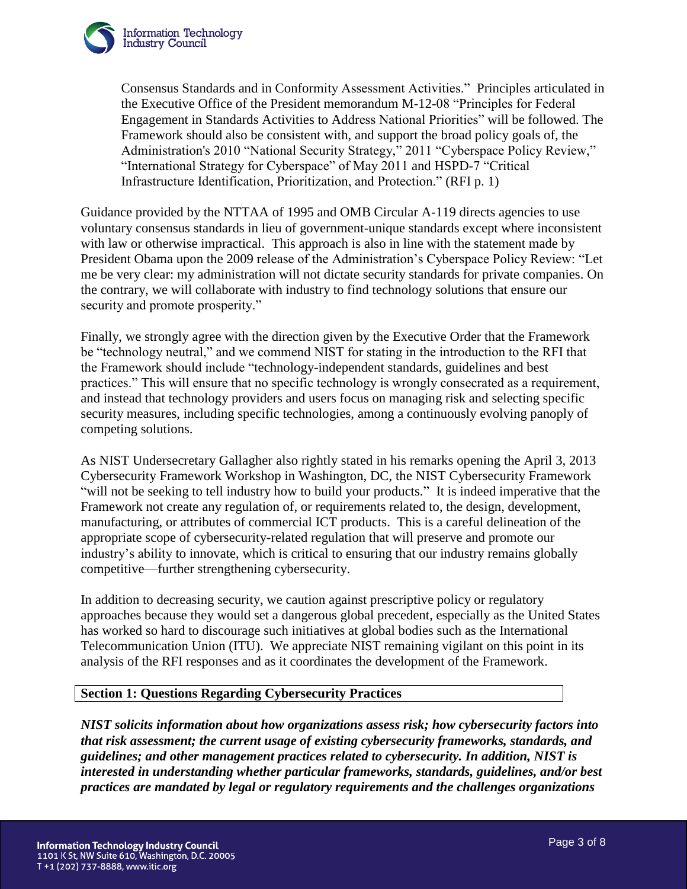> Consensus Standards and in Conformity Assessment Activities." Principles articulated in the Executive Office of the President memorandum M-12-08 "Principles for Federal Engagement in Standards Activities to Address National Priorities" will be followed. The Framework should also be consistent with, and support the broad policy goals of, the Administration's 2010 "National Security Strategy," 2011 "Cyberspace Policy Review," "International Strategy for Cyberspace" of May 2011 and HSPD-7 "Critical Infrastructure Identification, Prioritization, and Protection." (RFI p. 1)

Guidance provided by the NTTAA of 1995 and OMB Circular A-119 directs agencies to use voluntary consensus standards in lieu of government-unique standards except where inconsistent with law or otherwise impractical. This approach is also in line with the statement made by President Obama upon the 2009 release of the Administration's Cyberspace Policy Review: "Let me be very clear: my administration will not dictate security standards for private companies. On the contrary, we will collaborate with industry to find technology solutions that ensure our security and promote prosperity."

Finally, we strongly agree with the direction given by the Executive Order that the Framework be "technology neutral," and we commend NIST for stating in the introduction to the RFI that the Framework should include "technology-independent standards, guidelines and best practices." This will ensure that no specific technology is wrongly consecrated as a requirement, and instead that technology providers and users focus on managing risk and selecting specific security measures, including specific technologies, among a continuously evolving panoply of competing solutions.

As NIST Undersecretary Gallagher also rightly stated in his remarks opening the April 3, 2013 Cybersecurity Framework Workshop in Washington, DC, the NIST Cybersecurity Framework "will not be seeking to tell industry how to build your products." It is indeed imperative that the Framework not create any regulation of, or requirements related to, the design, development, manufacturing, or attributes of commercial ICT products. This is a careful delineation of the appropriate scope of cybersecurity-related regulation that will preserve and promote our industry's ability to innovate, which is critical to ensuring that our industry remains globally competitive—further strengthening cybersecurity.

In addition to decreasing security, we caution against prescriptive policy or regulatory approaches because they would set a dangerous global precedent, especially as the United States has worked so hard to discourage such initiatives at global bodies such as the International Telecommunication Union (ITU). We appreciate NIST remaining vigilant on this point in its analysis of the RFI responses and as it coordinates the development of the Framework.

**Section 1: Questions Regarding Cybersecurity Practices**

***NIST solicits information about how organizations assess risk; how cybersecurity factors into that risk assessment; the current usage of existing cybersecurity frameworks, standards, and guidelines; and other management practices related to cybersecurity. In addition, NIST is interested in understanding whether particular frameworks, standards, guidelines, and/or best practices are mandated by legal or regulatory requirements and the challenges organizations***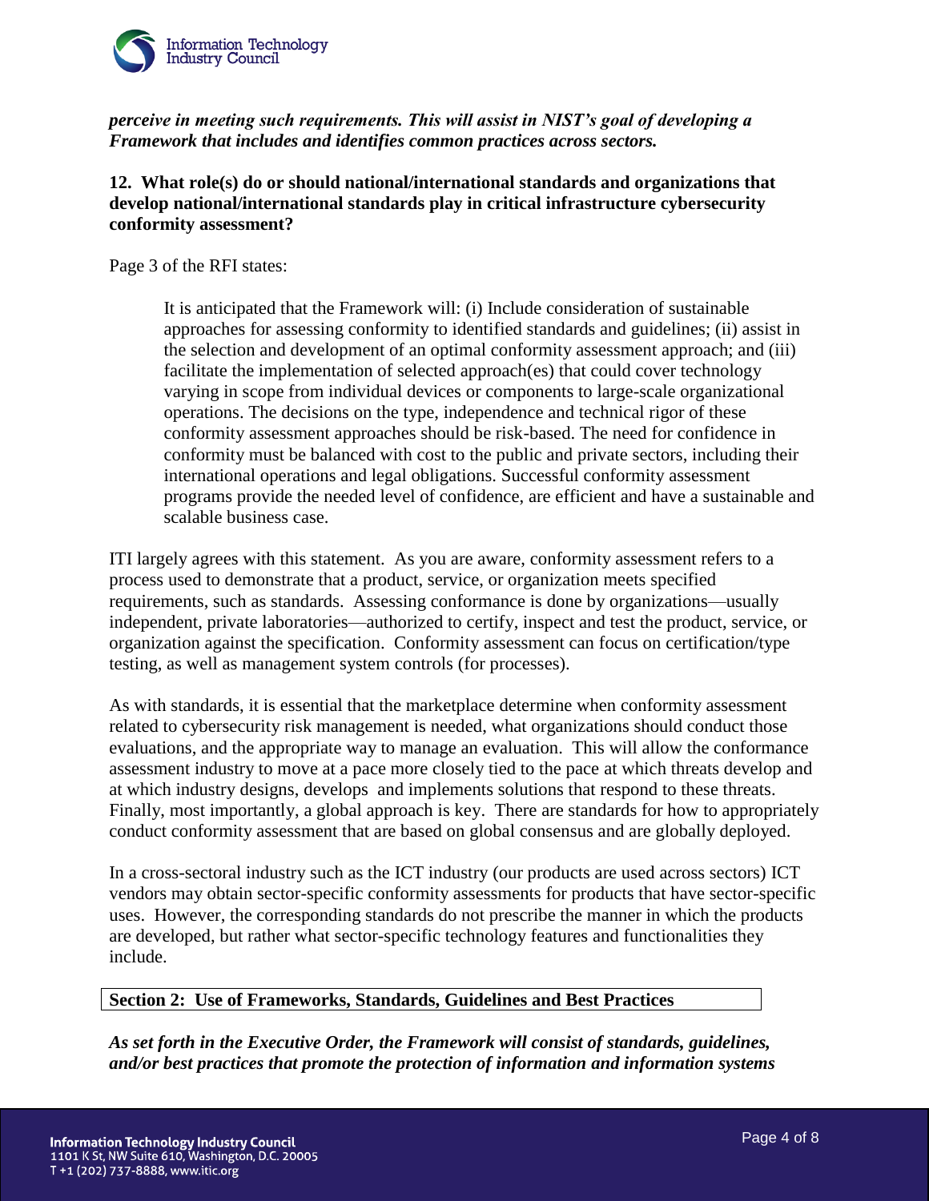*perceive in meeting such requirements. This will assist in NIST's goal of developing a Framework that includes and identifies common practices across sectors.***

**12. What role(s) do or should national/international standards and organizations that develop national/international standards play in critical infrastructure cybersecurity conformity assessment?**

Page 3 of the RFI states:

> It is anticipated that the Framework will: (i) Include consideration of sustainable approaches for assessing conformity to identified standards and guidelines; (ii) assist in the selection and development of an optimal conformity assessment approach; and (iii) facilitate the implementation of selected approach(es) that could cover technology varying in scope from individual devices or components to large-scale organizational operations. The decisions on the type, independence and technical rigor of these conformity assessment approaches should be risk-based. The need for confidence in conformity must be balanced with cost to the public and private sectors, including their international operations and legal obligations. Successful conformity assessment programs provide the needed level of confidence, are efficient and have a sustainable and scalable business case.

ITI largely agrees with this statement. As you are aware, conformity assessment refers to a process used to demonstrate that a product, service, or organization meets specified requirements, such as standards. Assessing conformance is done by organizations—usually independent, private laboratories—authorized to certify, inspect and test the product, service, or organization against the specification. Conformity assessment can focus on certification/type testing, as well as management system controls (for processes).

As with standards, it is essential that the marketplace determine when conformity assessment related to cybersecurity risk management is needed, what organizations should conduct those evaluations, and the appropriate way to manage an evaluation. This will allow the conformance assessment industry to move at a pace more closely tied to the pace at which threats develop and at which industry designs, develops and implements solutions that respond to these threats. Finally, most importantly, a global approach is key. There are standards for how to appropriately conduct conformity assessment that are based on global consensus and are globally deployed.

In a cross-sectoral industry such as the ICT industry (our products are used across sectors) ICT vendors may obtain sector-specific conformity assessments for products that have sector-specific uses. However, the corresponding standards do not prescribe the manner in which the products are developed, but rather what sector-specific technology features and functionalities they include.

## Section 2: Use of Frameworks, Standards, Guidelines and Best Practices

***As set forth in the Executive Order, the Framework will consist of standards, guidelines, and/or best practices that promote the protection of information and information systems***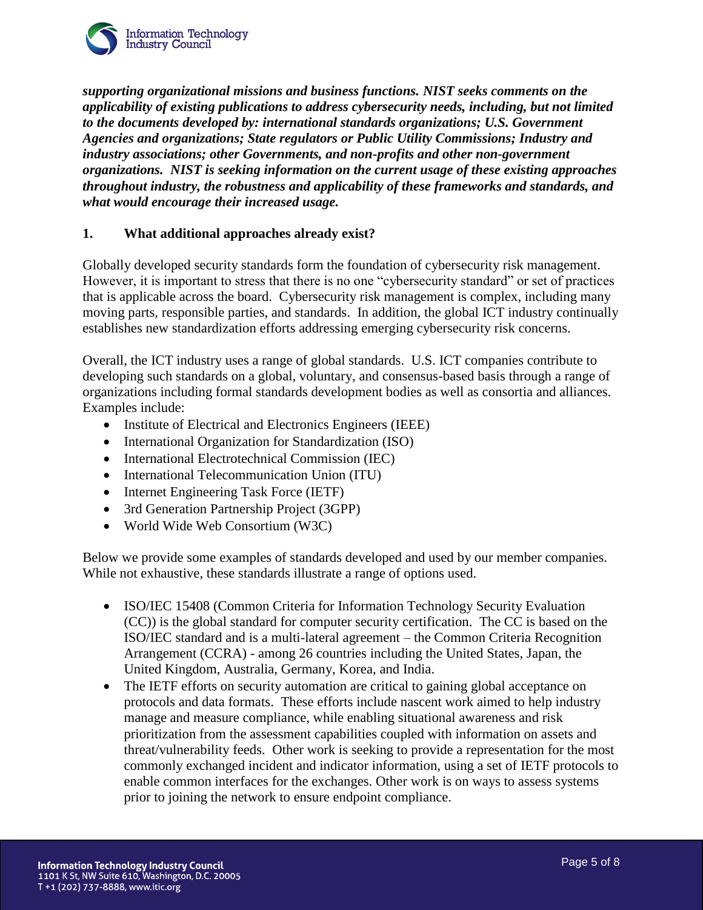***supporting organizational missions and business functions. NIST seeks comments on the applicability of existing publications to address cybersecurity needs, including, but not limited to the documents developed by: international standards organizations; U.S. Government Agencies and organizations; State regulators or Public Utility Commissions; Industry and industry associations; other Governments, and non-profits and other non-government organizations. NIST is seeking information on the current usage of these existing approaches throughout industry, the robustness and applicability of these frameworks and standards, and what would encourage their increased usage.***

**1. What additional approaches already exist?**

Globally developed security standards form the foundation of cybersecurity risk management. However, it is important to stress that there is no one "cybersecurity standard" or set of practices that is applicable across the board. Cybersecurity risk management is complex, including many moving parts, responsible parties, and standards. In addition, the global ICT industry continually establishes new standardization efforts addressing emerging cybersecurity risk concerns.

Overall, the ICT industry uses a range of global standards. U.S. ICT companies contribute to developing such standards on a global, voluntary, and consensus-based basis through a range of organizations including formal standards development bodies as well as consortia and alliances. Examples include:

- Institute of Electrical and Electronics Engineers (IEEE)
- International Organization for Standardization (ISO)
- International Electrotechnical Commission (IEC)
- International Telecommunication Union (ITU)
- Internet Engineering Task Force (IETF)
- 3rd Generation Partnership Project (3GPP)
- World Wide Web Consortium (W3C)

Below we provide some examples of standards developed and used by our member companies. While not exhaustive, these standards illustrate a range of options used.

- ISO/IEC 15408 (Common Criteria for Information Technology Security Evaluation (CC)) is the global standard for computer security certification. The CC is based on the ISO/IEC standard and is a multi-lateral agreement – the Common Criteria Recognition Arrangement (CCRA) - among 26 countries including the United States, Japan, the United Kingdom, Australia, Germany, Korea, and India.
- The IETF efforts on security automation are critical to gaining global acceptance on protocols and data formats. These efforts include nascent work aimed to help industry manage and measure compliance, while enabling situational awareness and risk prioritization from the assessment capabilities coupled with information on assets and threat/vulnerability feeds. Other work is seeking to provide a representation for the most commonly exchanged incident and indicator information, using a set of IETF protocols to enable common interfaces for the exchanges. Other work is on ways to assess systems prior to joining the network to ensure endpoint compliance.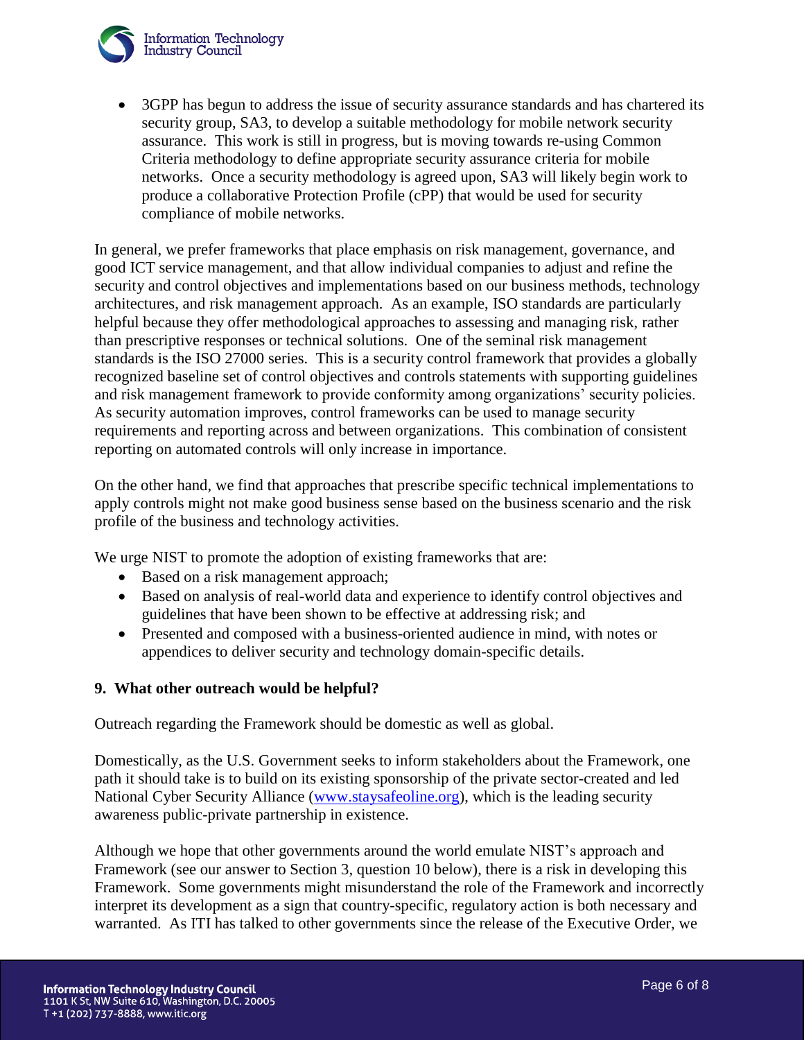- 3GPP has begun to address the issue of security assurance standards and has chartered its security group, SA3, to develop a suitable methodology for mobile network security assurance. This work is still in progress, but is moving towards re-using Common Criteria methodology to define appropriate security assurance criteria for mobile networks. Once a security methodology is agreed upon, SA3 will likely begin work to produce a collaborative Protection Profile (cPP) that would be used for security compliance of mobile networks.

In general, we prefer frameworks that place emphasis on risk management, governance, and good ICT service management, and that allow individual companies to adjust and refine the security and control objectives and implementations based on our business methods, technology architectures, and risk management approach. As an example, ISO standards are particularly helpful because they offer methodological approaches to assessing and managing risk, rather than prescriptive responses or technical solutions. One of the seminal risk management standards is the ISO 27000 series. This is a security control framework that provides a globally recognized baseline set of control objectives and controls statements with supporting guidelines and risk management framework to provide conformity among organizations' security policies. As security automation improves, control frameworks can be used to manage security requirements and reporting across and between organizations. This combination of consistent reporting on automated controls will only increase in importance.

On the other hand, we find that approaches that prescribe specific technical implementations to apply controls might not make good business sense based on the business scenario and the risk profile of the business and technology activities.

We urge NIST to promote the adoption of existing frameworks that are:

- Based on a risk management approach;
- Based on analysis of real-world data and experience to identify control objectives and guidelines that have been shown to be effective at addressing risk; and
- Presented and composed with a business-oriented audience in mind, with notes or appendices to deliver security and technology domain-specific details.

**9. What other outreach would be helpful?**

Outreach regarding the Framework should be domestic as well as global.

Domestically, as the U.S. Government seeks to inform stakeholders about the Framework, one path it should take is to build on its existing sponsorship of the private sector-created and led National Cyber Security Alliance (www.staysafeoline.org), which is the leading security awareness public-private partnership in existence.

Although we hope that other governments around the world emulate NIST's approach and Framework (see our answer to Section 3, question 10 below), there is a risk in developing this Framework. Some governments might misunderstand the role of the Framework and incorrectly interpret its development as a sign that country-specific, regulatory action is both necessary and warranted. As ITI has talked to other governments since the release of the Executive Order, we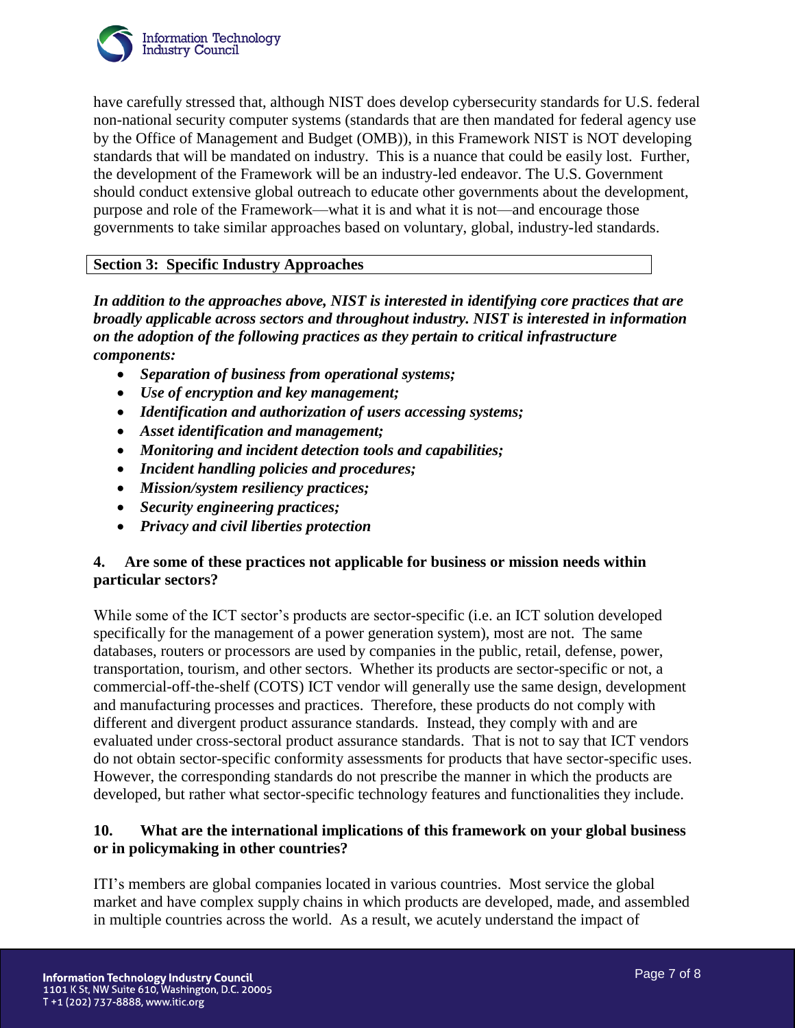have carefully stressed that, although NIST does develop cybersecurity standards for U.S. federal non-national security computer systems (standards that are then mandated for federal agency use by the Office of Management and Budget (OMB)), in this Framework NIST is NOT developing standards that will be mandated on industry. This is a nuance that could be easily lost. Further, the development of the Framework will be an industry-led endeavor. The U.S. Government should conduct extensive global outreach to educate other governments about the development, purpose and role of the Framework—what it is and what it is not—and encourage those governments to take similar approaches based on voluntary, global, industry-led standards.

**Section 3: Specific Industry Approaches**

***In addition to the approaches above, NIST is interested in identifying core practices that are broadly applicable across sectors and throughout industry. NIST is interested in information on the adoption of the following practices as they pertain to critical infrastructure components:***

- ***Separation of business from operational systems;***
- ***Use of encryption and key management;***
- ***Identification and authorization of users accessing systems;***
- ***Asset identification and management;***
- ***Monitoring and incident detection tools and capabilities;***
- ***Incident handling policies and procedures;***
- ***Mission/system resiliency practices;***
- ***Security engineering practices;***
- ***Privacy and civil liberties protection***

**4. Are some of these practices not applicable for business or mission needs within particular sectors?**

While some of the ICT sector's products are sector-specific (i.e. an ICT solution developed specifically for the management of a power generation system), most are not. The same databases, routers or processors are used by companies in the public, retail, defense, power, transportation, tourism, and other sectors. Whether its products are sector-specific or not, a commercial-off-the-shelf (COTS) ICT vendor will generally use the same design, development and manufacturing processes and practices. Therefore, these products do not comply with different and divergent product assurance standards. Instead, they comply with and are evaluated under cross-sectoral product assurance standards. That is not to say that ICT vendors do not obtain sector-specific conformity assessments for products that have sector-specific uses. However, the corresponding standards do not prescribe the manner in which the products are developed, but rather what sector-specific technology features and functionalities they include.

**10. What are the international implications of this framework on your global business or in policymaking in other countries?**

ITI's members are global companies located in various countries. Most service the global market and have complex supply chains in which products are developed, made, and assembled in multiple countries across the world. As a result, we acutely understand the impact of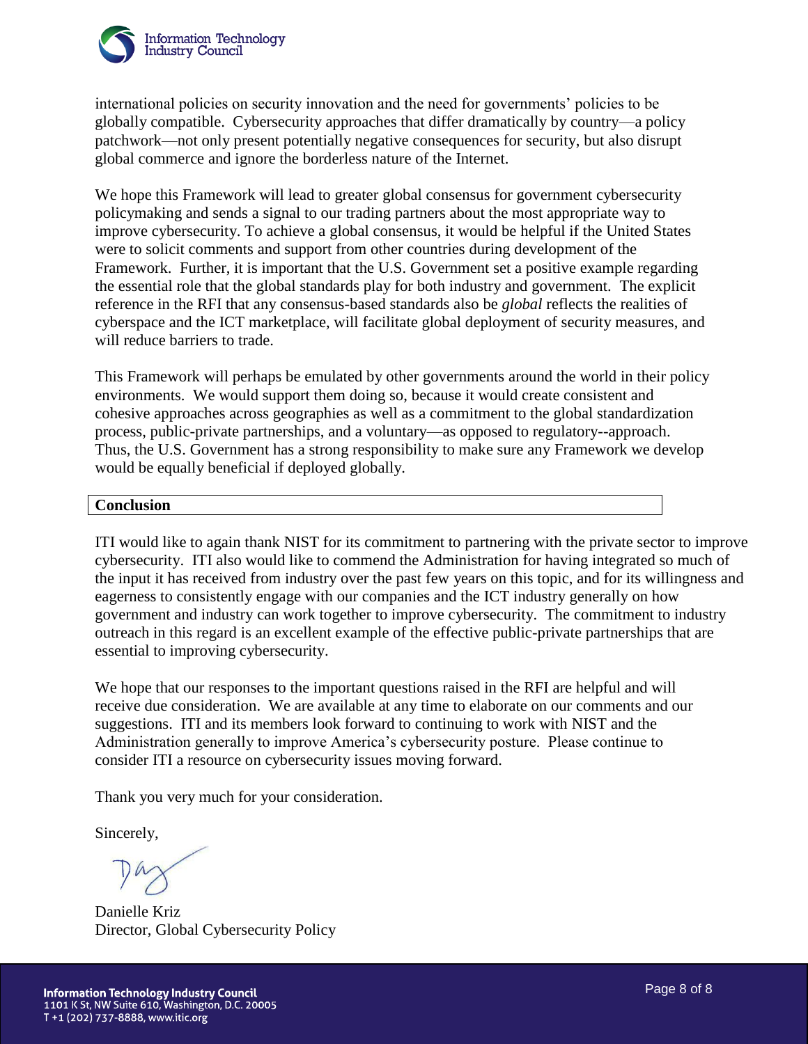international policies on security innovation and the need for governments' policies to be globally compatible. Cybersecurity approaches that differ dramatically by country—a policy patchwork—not only present potentially negative consequences for security, but also disrupt global commerce and ignore the borderless nature of the Internet.

We hope this Framework will lead to greater global consensus for government cybersecurity policymaking and sends a signal to our trading partners about the most appropriate way to improve cybersecurity. To achieve a global consensus, it would be helpful if the United States were to solicit comments and support from other countries during development of the Framework. Further, it is important that the U.S. Government set a positive example regarding the essential role that the global standards play for both industry and government. The explicit reference in the RFI that any consensus-based standards also be *global* reflects the realities of cyberspace and the ICT marketplace, will facilitate global deployment of security measures, and will reduce barriers to trade.

This Framework will perhaps be emulated by other governments around the world in their policy environments. We would support them doing so, because it would create consistent and cohesive approaches across geographies as well as a commitment to the global standardization process, public-private partnerships, and a voluntary—as opposed to regulatory--approach. Thus, the U.S. Government has a strong responsibility to make sure any Framework we develop would be equally beneficial if deployed globally.

## Conclusion

ITI would like to again thank NIST for its commitment to partnering with the private sector to improve cybersecurity. ITI also would like to commend the Administration for having integrated so much of the input it has received from industry over the past few years on this topic, and for its willingness and eagerness to consistently engage with our companies and the ICT industry generally on how government and industry can work together to improve cybersecurity. The commitment to industry outreach in this regard is an excellent example of the effective public-private partnerships that are essential to improving cybersecurity.

We hope that our responses to the important questions raised in the RFI are helpful and will receive due consideration. We are available at any time to elaborate on our comments and our suggestions. ITI and its members look forward to continuing to work with NIST and the Administration generally to improve America's cybersecurity posture. Please continue to consider ITI a resource on cybersecurity issues moving forward.

Thank you very much for your consideration.

Sincerely,

Danielle Kriz
Director, Global Cybersecurity Policy

**Information Technology Industry Council**
1101 K St, NW Suite 610, Washington, D.C. 20005
T +1 (202) 737-8888, www.itic.org